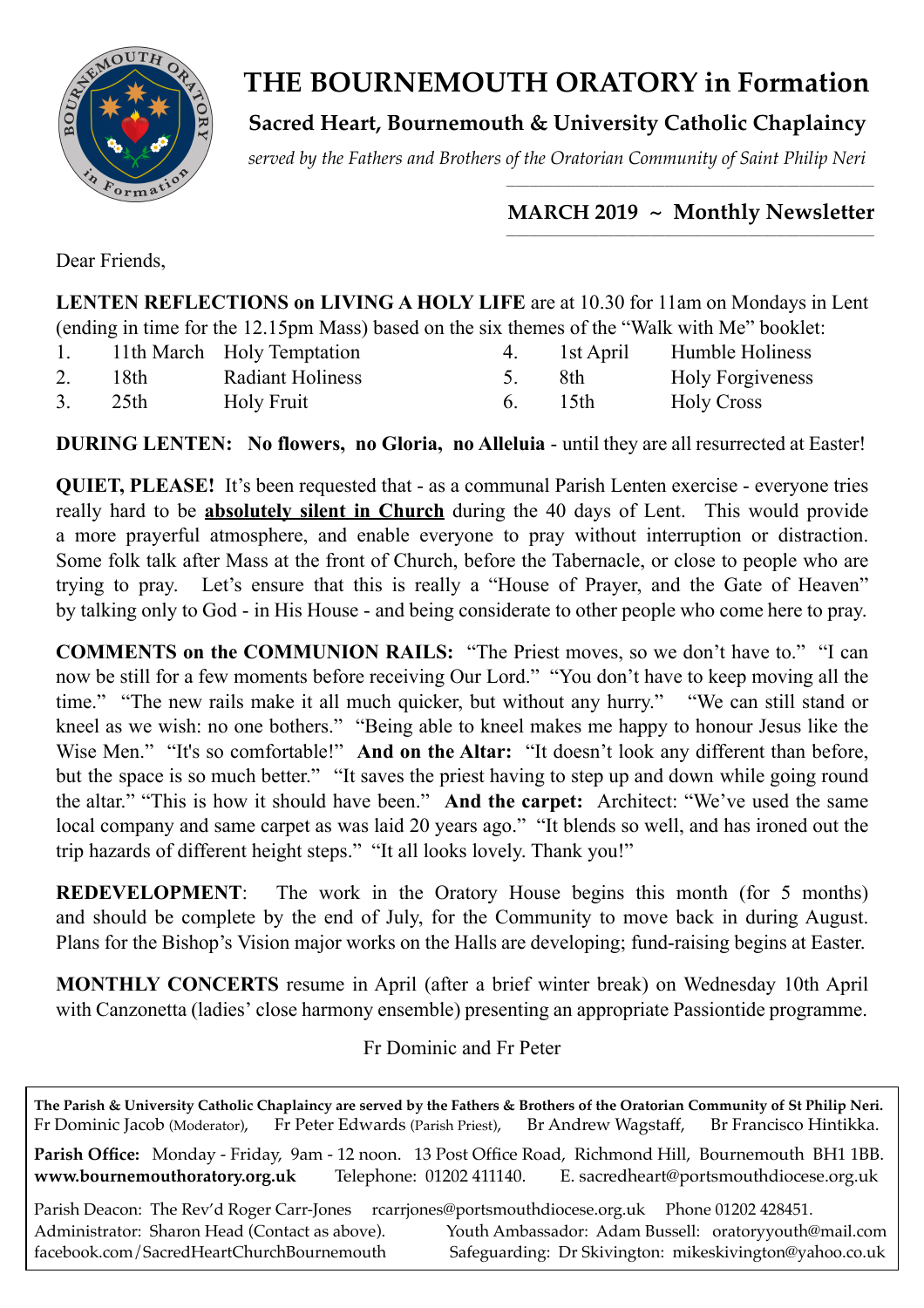# THE BOURNEMOUTH ORATORY in Formation

## Sacred Heart, Bournemouth & University Catholic Chaplaincy

*served by the Fathers and Brothers of the Oratorian Community of Saint Philip Neri*

### MARCH 2019 ~ Monthly Newsletter

Dear Friends,

**LENTEN REFLECTIONS on LIVING A HOLY LIFE** are at 10.30 for 11am on Mondays in Lent (ending in time for the 12.15pm Mass) based on the six themes of the "Walk with Me" booklet:

| | | | | | |
|---|---|---|---|---|---|
| 1. | 11th March | Holy Temptation | 4. | 1st April | Humble Holiness |
| 2. | 18th | Radiant Holiness | 5. | 8th | Holy Forgiveness |
| 3. | 25th | Holy Fruit | 6. | 15th | Holy Cross |

**DURING LENTEN: No flowers, no Gloria, no Alleluia** - until they are all resurrected at Easter!

**QUIET, PLEASE!** It's been requested that - as a communal Parish Lenten exercise - everyone tries really hard to be **<u>absolutely silent in Church</u>** during the 40 days of Lent. This would provide a more prayerful atmosphere, and enable everyone to pray without interruption or distraction. Some folk talk after Mass at the front of Church, before the Tabernacle, or close to people who are trying to pray. Let's ensure that this is really a "House of Prayer, and the Gate of Heaven" by talking only to God - in His House - and being considerate to other people who come here to pray.

**COMMENTS on the COMMUNION RAILS:** "The Priest moves, so we don't have to." "I can now be still for a few moments before receiving Our Lord." "You don't have to keep moving all the time." "The new rails make it all much quicker, but without any hurry." "We can still stand or kneel as we wish: no one bothers." "Being able to kneel makes me happy to honour Jesus like the Wise Men." "It's so comfortable!" **And on the Altar:** "It doesn't look any different than before, but the space is so much better." "It saves the priest having to step up and down while going round the altar." "This is how it should have been." **And the carpet:** Architect: "We've used the same local company and same carpet as was laid 20 years ago." "It blends so well, and has ironed out the trip hazards of different height steps." "It all looks lovely. Thank you!"

**REDEVELOPMENT**: The work in the Oratory House begins this month (for 5 months) and should be complete by the end of July, for the Community to move back in during August. Plans for the Bishop's Vision major works on the Halls are developing; fund-raising begins at Easter.

**MONTHLY CONCERTS** resume in April (after a brief winter break) on Wednesday 10th April with Canzonetta (ladies' close harmony ensemble) presenting an appropriate Passiontide programme.

Fr Dominic and Fr Peter

---

**The Parish & University Catholic Chaplaincy are served by the Fathers & Brothers of the Oratorian Community of St Philip Neri.**
Fr Dominic Jacob (Moderator), Fr Peter Edwards (Parish Priest), Br Andrew Wagstaff, Br Francisco Hintikka.

**Parish Office:** Monday - Friday, 9am - 12 noon. 13 Post Office Road, Richmond Hill, Bournemouth BH1 1BB.
**www.bournemouthoratory.org.uk** Telephone: 01202 411140. E. sacredheart@portsmouthdiocese.org.uk

Parish Deacon: The Rev'd Roger Carr-Jones rcarrjones@portsmouthdiocese.org.uk Phone 01202 428451.
Administrator: Sharon Head (Contact as above). Youth Ambassador: Adam Bussell: oratoryyouth@mail.com
facebook.com/SacredHeartChurchBournemouth Safeguarding: Dr Skivington: mikeskivington@yahoo.co.uk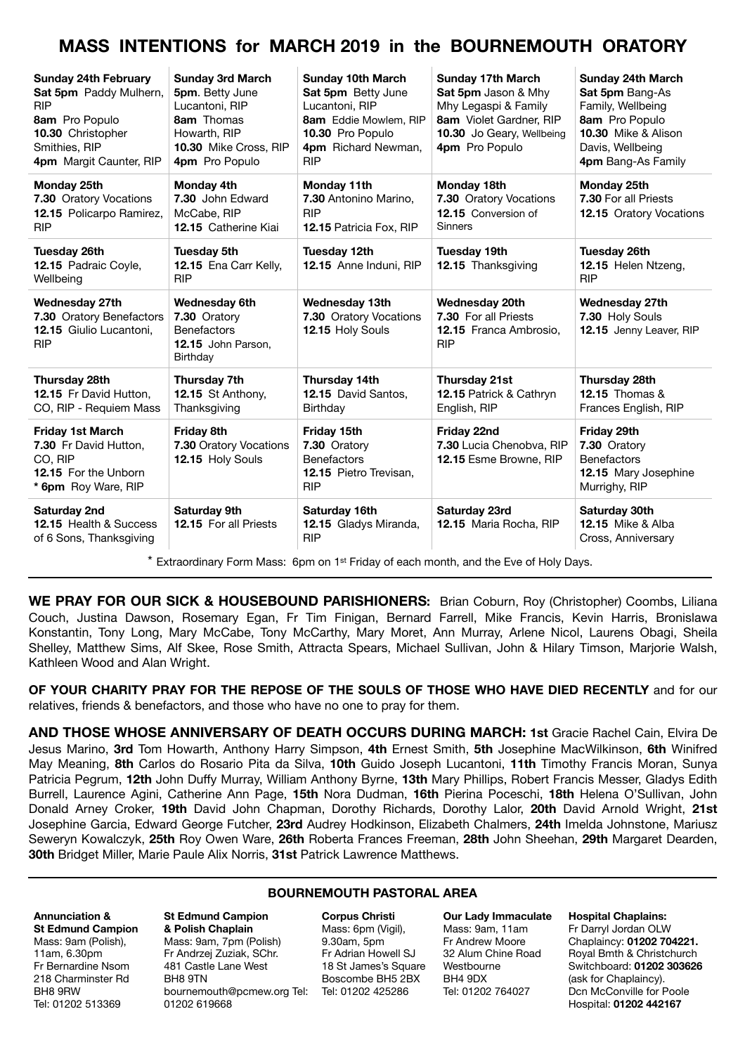# MASS INTENTIONS for MARCH 2019 in the BOURNEMOUTH ORATORY

| Sunday 24th February | Sunday 3rd March | Sunday 10th March | Sunday 17th March | Sunday 24th March |
|---|---|---|---|---|
| **Sat 5pm** Paddy Mulhern, RIP<br>**8am** Pro Populo<br>**10.30** Christopher Smithies, RIP<br>**4pm** Margit Caunter, RIP | **5pm**. Betty June Lucantoni, RIP<br>**8am** Thomas Howarth, RIP<br>**10.30** Mike Cross, RIP<br>**4pm** Pro Populo | **Sat 5pm** Betty June Lucantoni, RIP<br>**8am** Eddie Mowlem, RIP<br>**10.30** Pro Populo<br>**4pm** Richard Newman, RIP | **Sat 5pm** Jason & Mhy Mhy Legaspi & Family<br>**8am** Violet Gardner, RIP<br>**10.30** Jo Geary, Wellbeing<br>**4pm** Pro Populo | **Sat 5pm** Bang-As Family, Wellbeing<br>**8am** Pro Populo<br>**10.30** Mike & Alison Davis, Wellbeing<br>**4pm** Bang-As Family |
| **Monday 25th**<br>**7.30** Oratory Vocations<br>**12.15** Policarpo Ramirez, RIP | **Monday 4th**<br>**7.30** John Edward McCabe, RIP<br>**12.15** Catherine Kiai | **Monday 11th**<br>**7.30** Antonino Marino, RIP<br>**12.15** Patricia Fox, RIP | **Monday 18th**<br>**7.30** Oratory Vocations<br>**12.15** Conversion of Sinners | **Monday 25th**<br>**7.30** For all Priests<br>**12.15** Oratory Vocations |
| **Tuesday 26th**<br>**12.15** Padraic Coyle, Wellbeing | **Tuesday 5th**<br>**12.15** Ena Carr Kelly, RIP | **Tuesday 12th**<br>**12.15** Anne Induni, RIP | **Tuesday 19th**<br>**12.15** Thanksgiving | **Tuesday 26th**<br>**12.15** Helen Ntzeng, RIP |
| **Wednesday 27th**<br>**7.30** Oratory Benefactors<br>**12.15** Giulio Lucantoni, RIP | **Wednesday 6th**<br>**7.30** Oratory Benefactors<br>**12.15** John Parson, Birthday | **Wednesday 13th**<br>**7.30** Oratory Vocations<br>**12.15** Holy Souls | **Wednesday 20th**<br>**7.30** For all Priests<br>**12.15** Franca Ambrosio, RIP | **Wednesday 27th**<br>**7.30** Holy Souls<br>**12.15** Jenny Leaver, RIP |
| **Thursday 28th**<br>**12.15** Fr David Hutton, CO, RIP - Requiem Mass | **Thursday 7th**<br>**12.15** St Anthony, Thanksgiving | **Thursday 14th**<br>**12.15** David Santos, Birthday | **Thursday 21st**<br>**12.15** Patrick & Cathryn English, RIP | **Thursday 28th**<br>**12.15** Thomas & Frances English, RIP |
| **Friday 1st March**<br>**7.30** Fr David Hutton, CO, RIP<br>**12.15** For the Unborn<br>**\* 6pm** Roy Ware, RIP | **Friday 8th**<br>**7.30** Oratory Vocations<br>**12.15** Holy Souls | **Friday 15th**<br>**7.30** Oratory Benefactors<br>**12.15** Pietro Trevisan, RIP | **Friday 22nd**<br>**7.30** Lucia Chenobva, RIP<br>**12.15** Esme Browne, RIP | **Friday 29th**<br>**7.30** Oratory Benefactors<br>**12.15** Mary Josephine Murrighy, RIP |
| **Saturday 2nd**<br>**12.15** Health & Success of 6 Sons, Thanksgiving | **Saturday 9th**<br>**12.15** For all Priests | **Saturday 16th**<br>**12.15** Gladys Miranda, RIP | **Saturday 23rd**<br>**12.15** Maria Rocha, RIP | **Saturday 30th**<br>**12.15** Mike & Alba Cross, Anniversary |

\* Extraordinary Form Mass: 6pm on 1st Friday of each month, and the Eve of Holy Days.

**WE PRAY FOR OUR SICK & HOUSEBOUND PARISHIONERS:** Brian Coburn, Roy (Christopher) Coombs, Liliana Couch, Justina Dawson, Rosemary Egan, Fr Tim Finigan, Bernard Farrell, Mike Francis, Kevin Harris, Bronislawa Konstantin, Tony Long, Mary McCabe, Tony McCarthy, Mary Moret, Ann Murray, Arlene Nicol, Laurens Obagi, Sheila Shelley, Matthew Sims, Alf Skee, Rose Smith, Attracta Spears, Michael Sullivan, John & Hilary Timson, Marjorie Walsh, Kathleen Wood and Alan Wright.

**OF YOUR CHARITY PRAY FOR THE REPOSE OF THE SOULS OF THOSE WHO HAVE DIED RECENTLY** and for our relatives, friends & benefactors, and those who have no one to pray for them.

**AND THOSE WHOSE ANNIVERSARY OF DEATH OCCURS DURING MARCH: 1st** Gracie Rachel Cain, Elvira De Jesus Marino, **3rd** Tom Howarth, Anthony Harry Simpson, **4th** Ernest Smith, **5th** Josephine MacWilkinson, **6th** Winifred May Meaning, **8th** Carlos do Rosario Pita da Silva, **10th** Guido Joseph Lucantoni, **11th** Timothy Francis Moran, Sunya Patricia Pegrum, **12th** John Duffy Murray, William Anthony Byrne, **13th** Mary Phillips, Robert Francis Messer, Gladys Edith Burrell, Laurence Agini, Catherine Ann Page, **15th** Nora Dudman, **16th** Pierina Poceschi, **18th** Helena O'Sullivan, John Donald Arney Croker, **19th** David John Chapman, Dorothy Richards, Dorothy Lalor, **20th** David Arnold Wright, **21st** Josephine Garcia, Edward George Futcher, **23rd** Audrey Hodkinson, Elizabeth Chalmers, **24th** Imelda Johnstone, Mariusz Seweryn Kowalczyk, **25th** Roy Owen Ware, **26th** Roberta Frances Freeman, **28th** John Sheehan, **29th** Margaret Dearden, **30th** Bridget Miller, Marie Paule Alix Norris, **31st** Patrick Lawrence Matthews.

## BOURNEMOUTH PASTORAL AREA

**Annunciation & St Edmund Campion**
Mass: 9am (Polish), 11am, 6.30pm
Fr Bernardine Nsom
218 Charminster Rd
BH8 9RW
Tel: 01202 513369

**St Edmund Campion & Polish Chaplain**
Mass: 9am, 7pm (Polish)
Fr Andrzej Zuziak, SChr.
481 Castle Lane West
BH8 9TN
bournemouth@pcmew.org Tel: 01202 619668

**Corpus Christi**
Mass: 6pm (Vigil), 9.30am, 5pm
Fr Adrian Howell SJ
18 St James's Square
Boscombe BH5 2BX
Tel: 01202 425286

**Our Lady Immaculate**
Mass: 9am, 11am
Fr Andrew Moore
32 Alum Chine Road
Westbourne
BH4 9DX
Tel: 01202 764027

**Hospital Chaplains:**
Fr Darryl Jordan OLW
Chaplaincy: **01202 704221.**
Royal Bmth & Christchurch Switchboard: **01202 303626** (ask for Chaplaincy).
Dcn McConville for Poole Hospital: **01202 442167**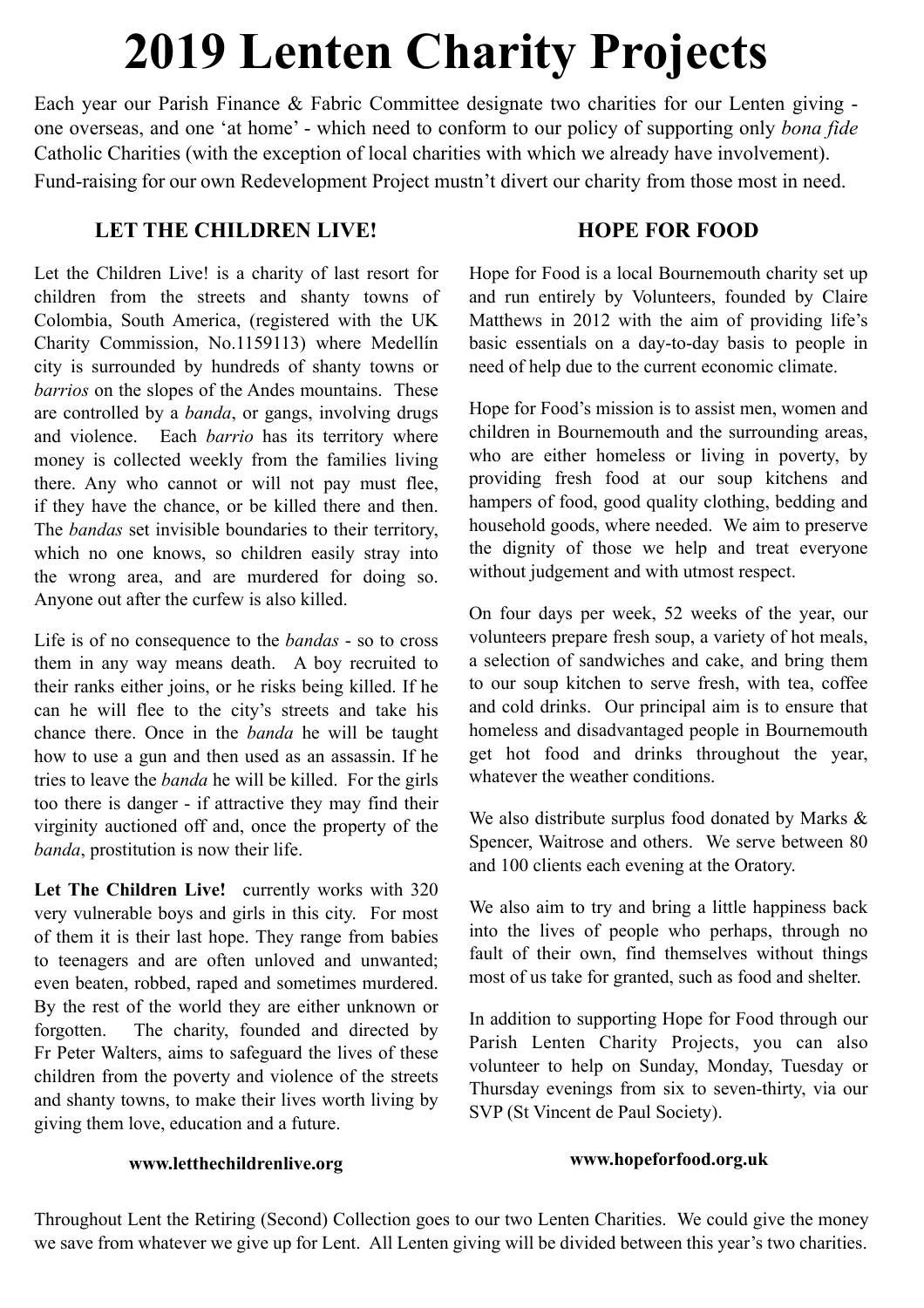# 2019 Lenten Charity Projects

Each year our Parish Finance & Fabric Committee designate two charities for our Lenten giving - one overseas, and one 'at home' - which need to conform to our policy of supporting only *bona fide* Catholic Charities (with the exception of local charities with which we already have involvement). Fund-raising for our own Redevelopment Project mustn't divert our charity from those most in need.

## LET THE CHILDREN LIVE!

Let the Children Live! is a charity of last resort for children from the streets and shanty towns of Colombia, South America, (registered with the UK Charity Commission, No.1159113) where Medellín city is surrounded by hundreds of shanty towns or *barrios* on the slopes of the Andes mountains. These are controlled by a *banda*, or gangs, involving drugs and violence. Each *barrio* has its territory where money is collected weekly from the families living there. Any who cannot or will not pay must flee, if they have the chance, or be killed there and then. The *bandas* set invisible boundaries to their territory, which no one knows, so children easily stray into the wrong area, and are murdered for doing so. Anyone out after the curfew is also killed.

Life is of no consequence to the *bandas* - so to cross them in any way means death. A boy recruited to their ranks either joins, or he risks being killed. If he can he will flee to the city's streets and take his chance there. Once in the *banda* he will be taught how to use a gun and then used as an assassin. If he tries to leave the *banda* he will be killed. For the girls too there is danger - if attractive they may find their virginity auctioned off and, once the property of the *banda*, prostitution is now their life.

**Let The Children Live!** currently works with 320 very vulnerable boys and girls in this city. For most of them it is their last hope. They range from babies to teenagers and are often unloved and unwanted; even beaten, robbed, raped and sometimes murdered. By the rest of the world they are either unknown or forgotten. The charity, founded and directed by Fr Peter Walters, aims to safeguard the lives of these children from the poverty and violence of the streets and shanty towns, to make their lives worth living by giving them love, education and a future.

**www.letthechildrenlive.org**

## HOPE FOR FOOD

Hope for Food is a local Bournemouth charity set up and run entirely by Volunteers, founded by Claire Matthews in 2012 with the aim of providing life's basic essentials on a day-to-day basis to people in need of help due to the current economic climate.

Hope for Food's mission is to assist men, women and children in Bournemouth and the surrounding areas, who are either homeless or living in poverty, by providing fresh food at our soup kitchens and hampers of food, good quality clothing, bedding and household goods, where needed. We aim to preserve the dignity of those we help and treat everyone without judgement and with utmost respect.

On four days per week, 52 weeks of the year, our volunteers prepare fresh soup, a variety of hot meals, a selection of sandwiches and cake, and bring them to our soup kitchen to serve fresh, with tea, coffee and cold drinks. Our principal aim is to ensure that homeless and disadvantaged people in Bournemouth get hot food and drinks throughout the year, whatever the weather conditions.

We also distribute surplus food donated by Marks & Spencer, Waitrose and others. We serve between 80 and 100 clients each evening at the Oratory.

We also aim to try and bring a little happiness back into the lives of people who perhaps, through no fault of their own, find themselves without things most of us take for granted, such as food and shelter.

In addition to supporting Hope for Food through our Parish Lenten Charity Projects, you can also volunteer to help on Sunday, Monday, Tuesday or Thursday evenings from six to seven-thirty, via our SVP (St Vincent de Paul Society).

**www.hopeforfood.org.uk**

Throughout Lent the Retiring (Second) Collection goes to our two Lenten Charities. We could give the money we save from whatever we give up for Lent. All Lenten giving will be divided between this year's two charities.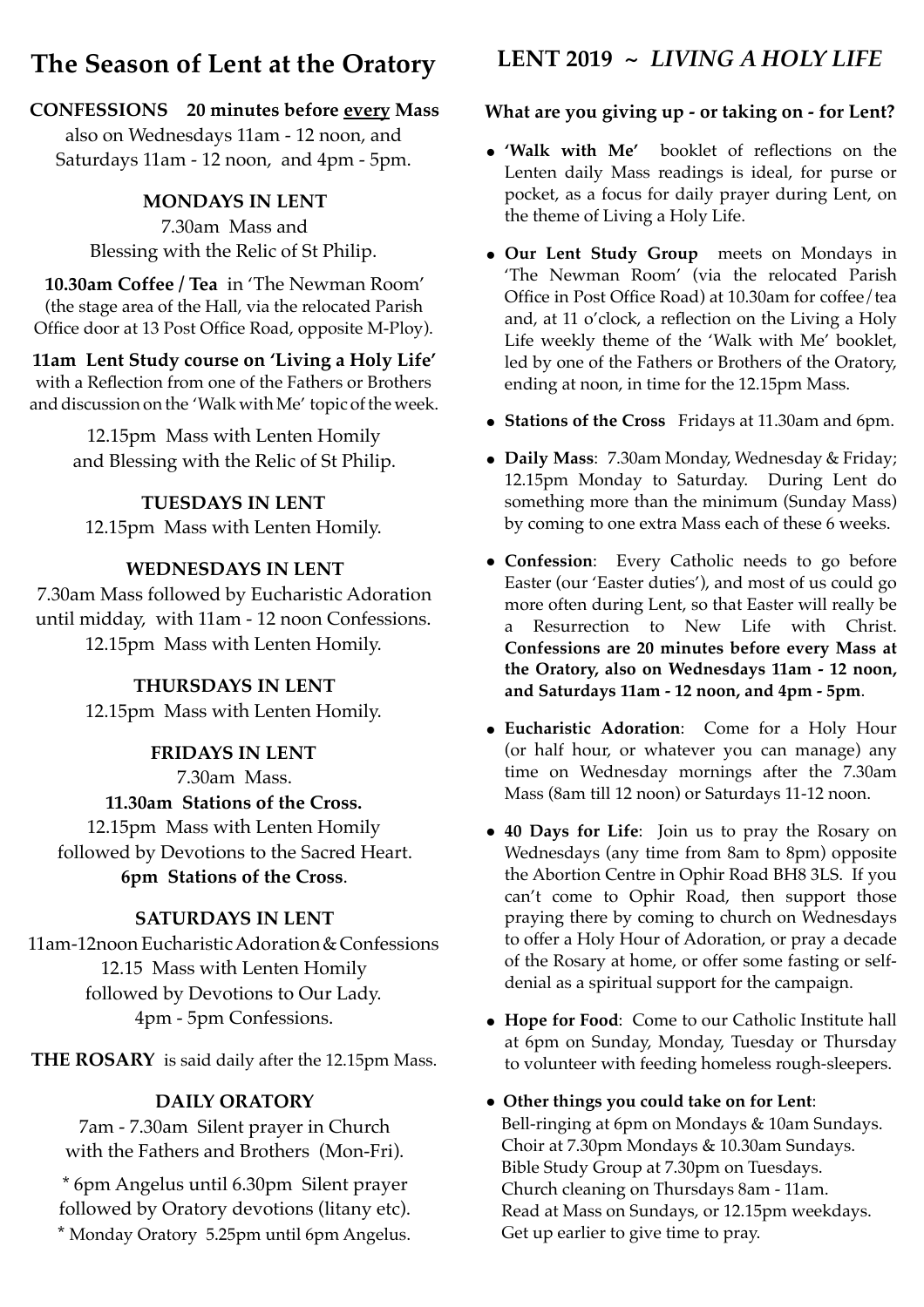# The Season of Lent at the Oratory

**CONFESSIONS 20 minutes before every Mass**
also on Wednesdays 11am - 12 noon, and Saturdays 11am - 12 noon, and 4pm - 5pm.

### MONDAYS IN LENT

7.30am Mass and Blessing with the Relic of St Philip.

**10.30am Coffee / Tea** in 'The Newman Room' (the stage area of the Hall, via the relocated Parish Office door at 13 Post Office Road, opposite M-Ploy).

**11am Lent Study course on 'Living a Holy Life'** with a Reflection from one of the Fathers or Brothers and discussion on the 'Walk with Me' topic of the week.

12.15pm Mass with Lenten Homily and Blessing with the Relic of St Philip.

### TUESDAYS IN LENT

12.15pm Mass with Lenten Homily.

### WEDNESDAYS IN LENT

7.30am Mass followed by Eucharistic Adoration until midday, with 11am - 12 noon Confessions.
12.15pm Mass with Lenten Homily.

### THURSDAYS IN LENT

12.15pm Mass with Lenten Homily.

### FRIDAYS IN LENT

7.30am Mass.
**11.30am Stations of the Cross.**
12.15pm Mass with Lenten Homily followed by Devotions to the Sacred Heart.
**6pm Stations of the Cross**.

### SATURDAYS IN LENT

11am-12noon Eucharistic Adoration & Confessions
12.15 Mass with Lenten Homily followed by Devotions to Our Lady.
4pm - 5pm Confessions.

**THE ROSARY** is said daily after the 12.15pm Mass.

### DAILY ORATORY

7am - 7.30am Silent prayer in Church with the Fathers and Brothers (Mon-Fri).

\* 6pm Angelus until 6.30pm Silent prayer followed by Oratory devotions (litany etc).
\* Monday Oratory 5.25pm until 6pm Angelus.

# LENT 2019 ~ *LIVING A HOLY LIFE*

**What are you giving up - or taking on - for Lent?**

- **'Walk with Me'** booklet of reflections on the Lenten daily Mass readings is ideal, for purse or pocket, as a focus for daily prayer during Lent, on the theme of Living a Holy Life.
- **Our Lent Study Group** meets on Mondays in 'The Newman Room' (via the relocated Parish Office in Post Office Road) at 10.30am for coffee/tea and, at 11 o'clock, a reflection on the Living a Holy Life weekly theme of the 'Walk with Me' booklet, led by one of the Fathers or Brothers of the Oratory, ending at noon, in time for the 12.15pm Mass.
- **Stations of the Cross** Fridays at 11.30am and 6pm.
- **Daily Mass**: 7.30am Monday, Wednesday & Friday; 12.15pm Monday to Saturday. During Lent do something more than the minimum (Sunday Mass) by coming to one extra Mass each of these 6 weeks.
- **Confession**: Every Catholic needs to go before Easter (our 'Easter duties'), and most of us could go more often during Lent, so that Easter will really be a Resurrection to New Life with Christ. **Confessions are 20 minutes before every Mass at the Oratory, also on Wednesdays 11am - 12 noon, and Saturdays 11am - 12 noon, and 4pm - 5pm**.
- **Eucharistic Adoration**: Come for a Holy Hour (or half hour, or whatever you can manage) any time on Wednesday mornings after the 7.30am Mass (8am till 12 noon) or Saturdays 11-12 noon.
- **40 Days for Life**: Join us to pray the Rosary on Wednesdays (any time from 8am to 8pm) opposite the Abortion Centre in Ophir Road BH8 3LS. If you can't come to Ophir Road, then support those praying there by coming to church on Wednesdays to offer a Holy Hour of Adoration, or pray a decade of the Rosary at home, or offer some fasting or self-denial as a spiritual support for the campaign.
- **Hope for Food**: Come to our Catholic Institute hall at 6pm on Sunday, Monday, Tuesday or Thursday to volunteer with feeding homeless rough-sleepers.
- **Other things you could take on for Lent**:
  Bell-ringing at 6pm on Mondays & 10am Sundays.
  Choir at 7.30pm Mondays & 10.30am Sundays.
  Bible Study Group at 7.30pm on Tuesdays.
  Church cleaning on Thursdays 8am - 11am.
  Read at Mass on Sundays, or 12.15pm weekdays.
  Get up earlier to give time to pray.